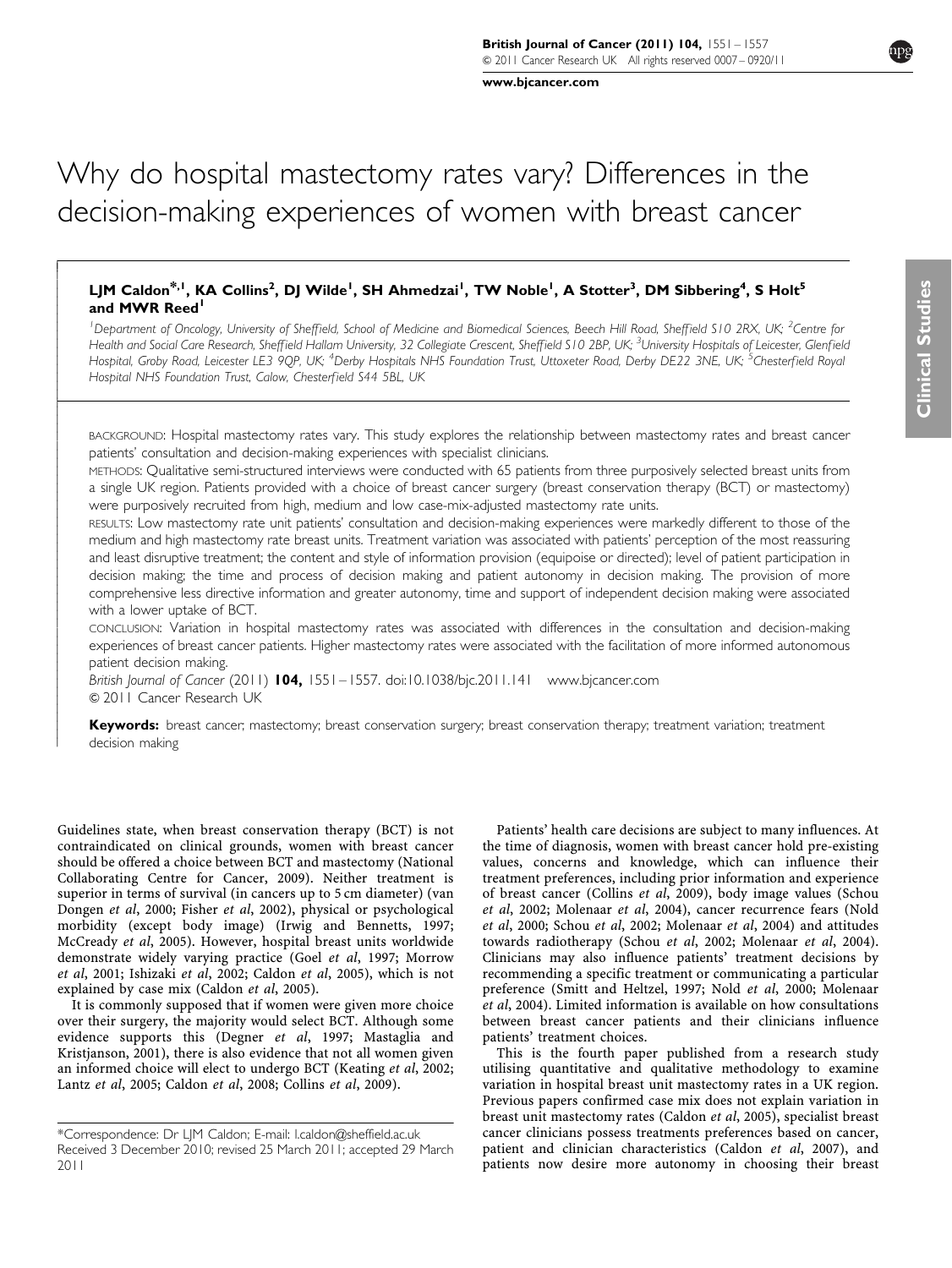# Why do hospital mastectomy rates vary? Differences in the decision-making experiences of women with breast cancer

**LJM Caldon\*[,1], KA Collins[2], DJ Wilde[1], SH Ahmedzai[1], TW Noble[1], A Stotter[3], DM Sibbering[4], S Holt[5] and MWR Reed[1]**

[1]Department of Oncology, University of Sheffield, School of Medicine and Biomedical Sciences, Beech Hill Road, Sheffield S10 2RX, UK; [2]Centre for Health and Social Care Research, Sheffield Hallam University, 32 Collegiate Crescent, Sheffield S10 2BP, UK; [3]University Hospitals of Leicester, Glenfield Hospital, Groby Road, Leicester LE3 9QP, UK; [4]Derby Hospitals NHS Foundation Trust, Uttoxeter Road, Derby DE22 3NE, UK; [5]Chesterfield Royal Hospital NHS Foundation Trust, Calow, Chesterfield S44 5BL, UK

BACKGROUND: Hospital mastectomy rates vary. This study explores the relationship between mastectomy rates and breast cancer patients' consultation and decision-making experiences with specialist clinicians.

METHODS: Qualitative semi-structured interviews were conducted with 65 patients from three purposively selected breast units from a single UK region. Patients provided with a choice of breast cancer surgery (breast conservation therapy (BCT) or mastectomy) were purposively recruited from high, medium and low case-mix-adjusted mastectomy rate units.

RESULTS: Low mastectomy rate unit patients' consultation and decision-making experiences were markedly different to those of the medium and high mastectomy rate breast units. Treatment variation was associated with patients' perception of the most reassuring and least disruptive treatment; the content and style of information provision (equipoise or directed); level of patient participation in decision making; the time and process of decision making and patient autonomy in decision making. The provision of more comprehensive less directive information and greater autonomy, time and support of independent decision making were associated with a lower uptake of BCT.

CONCLUSION: Variation in hospital mastectomy rates was associated with differences in the consultation and decision-making experiences of breast cancer patients. Higher mastectomy rates were associated with the facilitation of more informed autonomous patient decision making.

*British Journal of Cancer* (2011) **104,** 1551–1557. doi:10.1038/bjc.2011.141 www.bjcancer.com
© 2011 Cancer Research UK

**Keywords:** breast cancer; mastectomy; breast conservation surgery; breast conservation therapy; treatment variation; treatment decision making

Guidelines state, when breast conservation therapy (BCT) is not contraindicated on clinical grounds, women with breast cancer should be offered a choice between BCT and mastectomy (National Collaborating Centre for Cancer, 2009). Neither treatment is superior in terms of survival (in cancers up to 5 cm diameter) (van Dongen *et al*, 2000; Fisher *et al*, 2002), physical or psychological morbidity (except body image) (Irwig and Bennetts, 1997; McCready *et al*, 2005). However, hospital breast units worldwide demonstrate widely varying practice (Goel *et al*, 1997; Morrow *et al*, 2001; Ishizaki *et al*, 2002; Caldon *et al*, 2005), which is not explained by case mix (Caldon *et al*, 2005).

It is commonly supposed that if women were given more choice over their surgery, the majority would select BCT. Although some evidence supports this (Degner *et al*, 1997; Mastaglia and Kristjanson, 2001), there is also evidence that not all women given an informed choice will elect to undergo BCT (Keating *et al*, 2002; Lantz *et al*, 2005; Caldon *et al*, 2008; Collins *et al*, 2009).

Patients' health care decisions are subject to many influences. At the time of diagnosis, women with breast cancer hold pre-existing values, concerns and knowledge, which can influence their treatment preferences, including prior information and experience of breast cancer (Collins *et al*, 2009), body image values (Schou *et al*, 2002; Molenaar *et al*, 2004), cancer recurrence fears (Nold *et al*, 2000; Schou *et al*, 2002; Molenaar *et al*, 2004) and attitudes towards radiotherapy (Schou *et al*, 2002; Molenaar *et al*, 2004). Clinicians may also influence patients' treatment decisions by recommending a specific treatment or communicating a particular preference (Smitt and Heltzel, 1997; Nold *et al*, 2000; Molenaar *et al*, 2004). Limited information is available on how consultations between breast cancer patients and their clinicians influence patients' treatment choices.

This is the fourth paper published from a research study utilising quantitative and qualitative methodology to examine variation in hospital breast unit mastectomy rates in a UK region. Previous papers confirmed case mix does not explain variation in breast unit mastectomy rates (Caldon *et al*, 2005), specialist breast cancer clinicians possess treatments preferences based on cancer, patient and clinician characteristics (Caldon *et al*, 2007), and patients now desire more autonomy in choosing their breast

\*Correspondence: Dr LJM Caldon; E-mail: l.caldon@sheffield.ac.uk
Received 3 December 2010; revised 25 March 2011; accepted 29 March 2011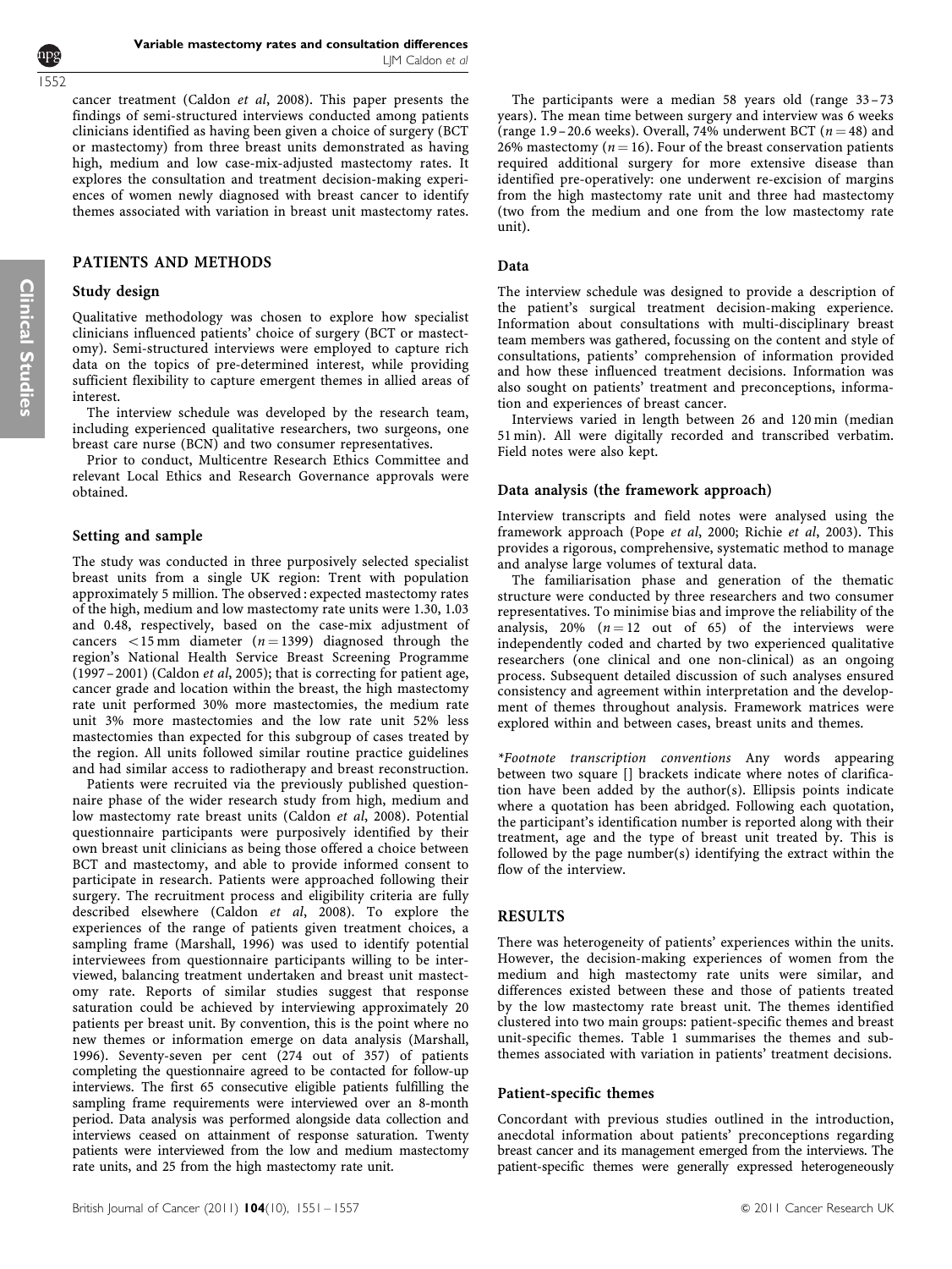cancer treatment (Caldon *et al*, 2008). This paper presents the findings of semi-structured interviews conducted among patients clinicians identified as having been given a choice of surgery (BCT or mastectomy) from three breast units demonstrated as having high, medium and low case-mix-adjusted mastectomy rates. It explores the consultation and treatment decision-making experiences of women newly diagnosed with breast cancer to identify themes associated with variation in breast unit mastectomy rates.

## PATIENTS AND METHODS

### Study design

Qualitative methodology was chosen to explore how specialist clinicians influenced patients' choice of surgery (BCT or mastectomy). Semi-structured interviews were employed to capture rich data on the topics of pre-determined interest, while providing sufficient flexibility to capture emergent themes in allied areas of interest.

The interview schedule was developed by the research team, including experienced qualitative researchers, two surgeons, one breast care nurse (BCN) and two consumer representatives.

Prior to conduct, Multicentre Research Ethics Committee and relevant Local Ethics and Research Governance approvals were obtained.

### Setting and sample

The study was conducted in three purposively selected specialist breast units from a single UK region: Trent with population approximately 5 million. The observed : expected mastectomy rates of the high, medium and low mastectomy rate units were 1.30, 1.03 and 0.48, respectively, based on the case-mix adjustment of cancers $<15$ mm diameter ($n = 1399$) diagnosed through the region's National Health Service Breast Screening Programme (1997–2001) (Caldon *et al*, 2005); that is correcting for patient age, cancer grade and location within the breast, the high mastectomy rate unit performed 30% more mastectomies, the medium rate unit 3% more mastectomies and the low rate unit 52% less mastectomies than expected for this subgroup of cases treated by the region. All units followed similar routine practice guidelines and had similar access to radiotherapy and breast reconstruction.

Patients were recruited via the previously published questionnaire phase of the wider research study from high, medium and low mastectomy rate breast units (Caldon *et al*, 2008). Potential questionnaire participants were purposively identified by their own breast unit clinicians as being those offered a choice between BCT and mastectomy, and able to provide informed consent to participate in research. Patients were approached following their surgery. The recruitment process and eligibility criteria are fully described elsewhere (Caldon *et al*, 2008). To explore the experiences of the range of patients given treatment choices, a sampling frame (Marshall, 1996) was used to identify potential interviewees from questionnaire participants willing to be interviewed, balancing treatment undertaken and breast unit mastectomy rate. Reports of similar studies suggest that response saturation could be achieved by interviewing approximately 20 patients per breast unit. By convention, this is the point where no new themes or information emerge on data analysis (Marshall, 1996). Seventy-seven per cent (274 out of 357) of patients completing the questionnaire agreed to be contacted for follow-up interviews. The first 65 consecutive eligible patients fulfilling the sampling frame requirements were interviewed over an 8-month period. Data analysis was performed alongside data collection and interviews ceased on attainment of response saturation. Twenty patients were interviewed from the low and medium mastectomy rate units, and 25 from the high mastectomy rate unit.

The participants were a median 58 years old (range 33–73 years). The mean time between surgery and interview was 6 weeks (range 1.9–20.6 weeks). Overall, 74% underwent BCT ($n = 48$) and 26% mastectomy ($n = 16$). Four of the breast conservation patients required additional surgery for more extensive disease than identified pre-operatively: one underwent re-excision of margins from the high mastectomy rate unit and three had mastectomy (two from the medium and one from the low mastectomy rate unit).

### Data

The interview schedule was designed to provide a description of the patient's surgical treatment decision-making experience. Information about consultations with multi-disciplinary breast team members was gathered, focussing on the content and style of consultations, patients' comprehension of information provided and how these influenced treatment decisions. Information was also sought on patients' treatment and preconceptions, information and experiences of breast cancer.

Interviews varied in length between 26 and 120 min (median 51 min). All were digitally recorded and transcribed verbatim. Field notes were also kept.

### Data analysis (the framework approach)

Interview transcripts and field notes were analysed using the framework approach (Pope *et al*, 2000; Richie *et al*, 2003). This provides a rigorous, comprehensive, systematic method to manage and analyse large volumes of textual data.

The familiarisation phase and generation of the thematic structure were conducted by three researchers and two consumer representatives. To minimise bias and improve the reliability of the analysis, 20% ($n = 12$ out of 65) of the interviews were independently coded and charted by two experienced qualitative researchers (one clinical and one non-clinical) as an ongoing process. Subsequent detailed discussion of such analyses ensured consistency and agreement within interpretation and the development of themes throughout analysis. Framework matrices were explored within and between cases, breast units and themes.

*\*Footnote transcription conventions* Any words appearing between two square [] brackets indicate where notes of clarification have been added by the author(s). Ellipsis points indicate where a quotation has been abridged. Following each quotation, the participant's identification number is reported along with their treatment, age and the type of breast unit treated by. This is followed by the page number(s) identifying the extract within the flow of the interview.

## RESULTS

There was heterogeneity of patients' experiences within the units. However, the decision-making experiences of women from the medium and high mastectomy rate units were similar, and differences existed between these and those of patients treated by the low mastectomy rate breast unit. The themes identified clustered into two main groups: patient-specific themes and breast unit-specific themes. Table 1 summarises the themes and subthemes associated with variation in patients' treatment decisions.

### Patient-specific themes

Concordant with previous studies outlined in the introduction, anecdotal information about patients' preconceptions regarding breast cancer and its management emerged from the interviews. The patient-specific themes were generally expressed heterogeneously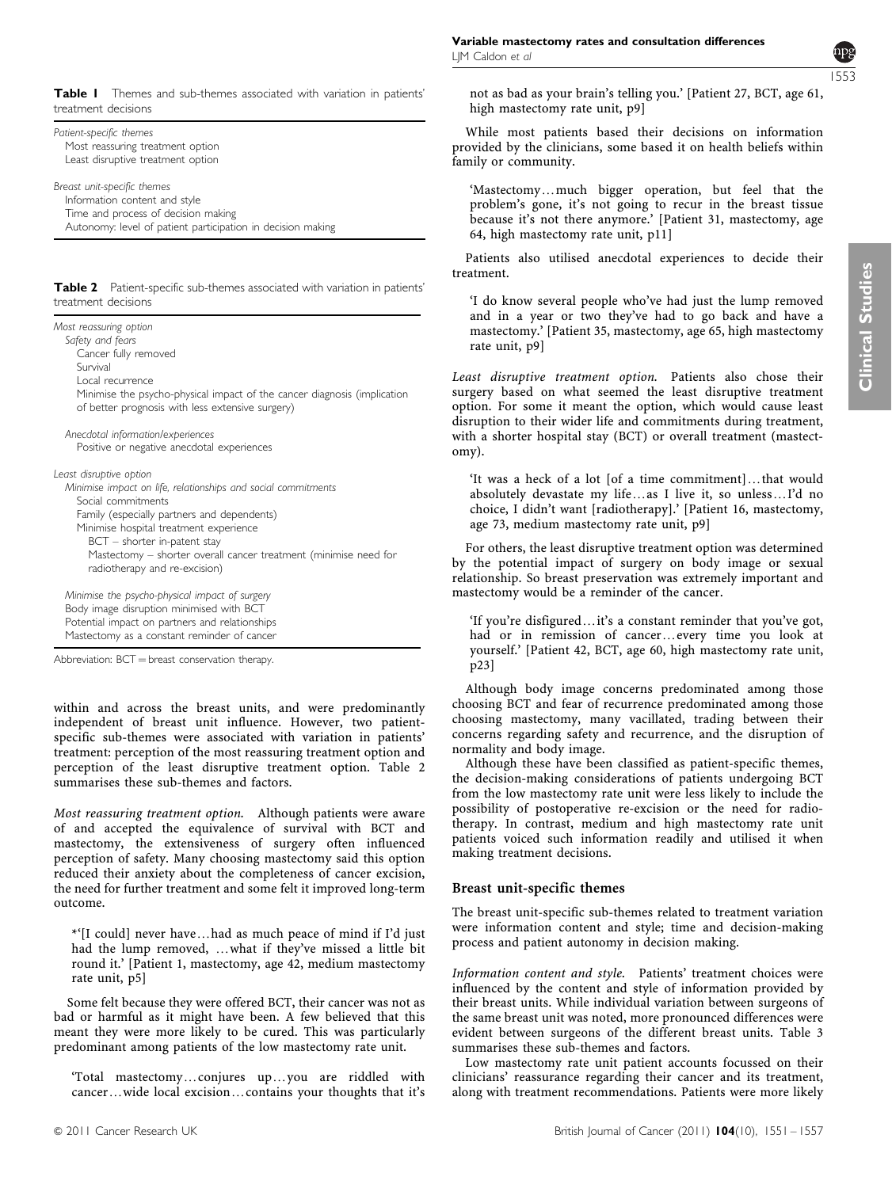**Table 1** Themes and sub-themes associated with variation in patients' treatment decisions

| |
|---|
| *Patient-specific themes* |
| Most reassuring treatment option |
| Least disruptive treatment option |
| *Breast unit-specific themes* |
| Information content and style |
| Time and process of decision making |
| Autonomy: level of patient participation in decision making |

**Table 2** Patient-specific sub-themes associated with variation in patients' treatment decisions

| |
|---|
| *Most reassuring option* |
| *Safety and fears* |
| Cancer fully removed |
| Survival |
| Local recurrence |
| Minimise the psycho-physical impact of the cancer diagnosis (implication of better prognosis with less extensive surgery) |
| *Anecdotal information/experiences* |
| Positive or negative anecdotal experiences |
| *Least disruptive option* |
| *Minimise impact on life, relationships and social commitments* |
| Social commitments |
| Family (especially partners and dependents) |
| Minimise hospital treatment experience |
| BCT – shorter in-patient stay |
| Mastectomy – shorter overall cancer treatment (minimise need for radiotherapy and re-excision) |
| *Minimise the psycho-physical impact of surgery* |
| Body image disruption minimised with BCT |
| Potential impact on partners and relationships |
| Mastectomy as a constant reminder of cancer |

Abbreviation: BCT = breast conservation therapy.

within and across the breast units, and were predominantly independent of breast unit influence. However, two patient-specific sub-themes were associated with variation in patients' treatment: perception of the most reassuring treatment option and perception of the least disruptive treatment option. Table 2 summarises these sub-themes and factors.

*Most reassuring treatment option.* Although patients were aware of and accepted the equivalence of survival with BCT and mastectomy, the extensiveness of surgery often influenced perception of safety. Many choosing mastectomy said this option reduced their anxiety about the completeness of cancer excision, the need for further treatment and some felt it improved long-term outcome.

> *'[I could] never have…had as much peace of mind if I'd just had the lump removed, …what if they've missed a little bit round it.' [Patient 1, mastectomy, age 42, medium mastectomy rate unit, p5]

Some felt because they were offered BCT, their cancer was not as bad or harmful as it might have been. A few believed that this meant they were more likely to be cured. This was particularly predominant among patients of the low mastectomy rate unit.

> 'Total mastectomy…conjures up…you are riddled with cancer…wide local excision…contains your thoughts that it's not as bad as your brain's telling you.' [Patient 27, BCT, age 61, high mastectomy rate unit, p9]

While most patients based their decisions on information provided by the clinicians, some based it on health beliefs within family or community.

> 'Mastectomy…much bigger operation, but feel that the problem's gone, it's not going to recur in the breast tissue because it's not there anymore.' [Patient 31, mastectomy, age 64, high mastectomy rate unit, p11]

Patients also utilised anecdotal experiences to decide their treatment.

> 'I do know several people who've had just the lump removed and in a year or two they've had to go back and have a mastectomy.' [Patient 35, mastectomy, age 65, high mastectomy rate unit, p9]

*Least disruptive treatment option.* Patients also chose their surgery based on what seemed the least disruptive treatment option. For some it meant the option, which would cause least disruption to their wider life and commitments during treatment, with a shorter hospital stay (BCT) or overall treatment (mastectomy).

> 'It was a heck of a lot [of a time commitment]…that would absolutely devastate my life…as I live it, so unless…I'd no choice, I didn't want [radiotherapy].' [Patient 16, mastectomy, age 73, medium mastectomy rate unit, p9]

For others, the least disruptive treatment option was determined by the potential impact of surgery on body image or sexual relationship. So breast preservation was extremely important and mastectomy would be a reminder of the cancer.

> 'If you're disfigured…it's a constant reminder that you've got, had or in remission of cancer…every time you look at yourself.' [Patient 42, BCT, age 60, high mastectomy rate unit, p23]

Although body image concerns predominated among those choosing BCT and fear of recurrence predominated among those choosing mastectomy, many vacillated, trading between their concerns regarding safety and recurrence, and the disruption of normality and body image.

Although these have been classified as patient-specific themes, the decision-making considerations of patients undergoing BCT from the low mastectomy rate unit were less likely to include the possibility of postoperative re-excision or the need for radiotherapy. In contrast, medium and high mastectomy rate unit patients voiced such information readily and utilised it when making treatment decisions.

### Breast unit-specific themes

The breast unit-specific sub-themes related to treatment variation were information content and style; time and decision-making process and patient autonomy in decision making.

*Information content and style.* Patients' treatment choices were influenced by the content and style of information provided by their breast units. While individual variation between surgeons of the same breast unit was noted, more pronounced differences were evident between surgeons of the different breast units. Table 3 summarises these sub-themes and factors.

Low mastectomy rate unit patient accounts focussed on their clinicians' reassurance regarding their cancer and its treatment, along with treatment recommendations. Patients were more likely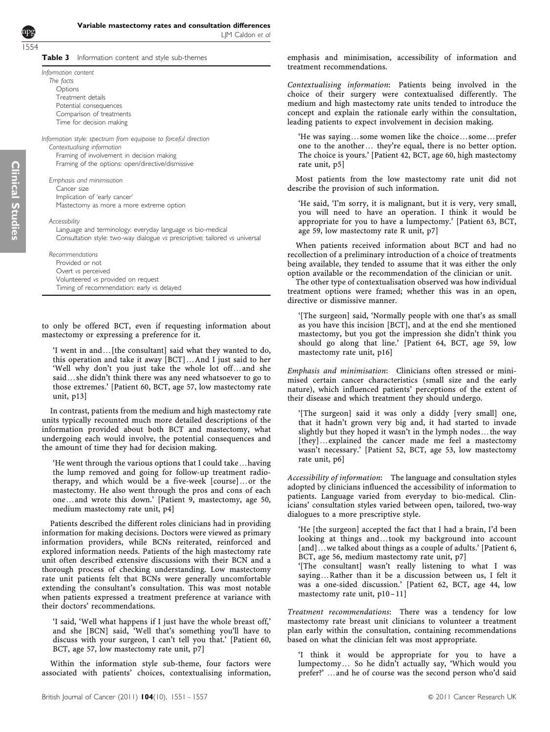**Table 3** Information content and style sub-themes

*Information content*
*The facts*
Options
Treatment details
Potential consequences
Comparison of treatments
Time for decision making

*Information style: spectrum from equipoise to forceful direction*
*Contextualising information*
Framing of involvement in decision making
Framing of the options: open/directive/dismissive

*Emphasis and minimisation*
Cancer size
Implication of 'early cancer'
Mastectomy as more a more extreme option

*Accessibility*
Language and terminology: everyday language *vs* bio-medical
Consultation style: two-way dialogue *vs* prescriptive; tailored *vs* universal

*Recommendations*
Provided or not
Overt *vs* perceived
Volunteered *vs* provided on request
Timing of recommendation: early *vs* delayed

to only be offered BCT, even if requesting information about mastectomy or expressing a preference for it.

> 'I went in and…[the consultant] said what they wanted to do, this operation and take it away [BCT]…And I just said to her 'Well why don't you just take the whole lot off…and she said…she didn't think there was any need whatsoever to go to those extremes.' [Patient 60, BCT, age 57, low mastectomy rate unit, p13]

In contrast, patients from the medium and high mastectomy rate units typically recounted much more detailed descriptions of the information provided about both BCT and mastectomy, what undergoing each would involve, the potential consequences and the amount of time they had for decision making.

> 'He went through the various options that I could take…having the lump removed and going for follow-up treatment radiotherapy, and which would be a five-week [course]…or the mastectomy. He also went through the pros and cons of each one…and wrote this down.' [Patient 9, mastectomy, age 50, medium mastectomy rate unit, p4]

Patients described the different roles clinicians had in providing information for making decisions. Doctors were viewed as primary information providers, while BCNs reiterated, reinforced and explored information needs. Patients of the high mastectomy rate unit often described extensive discussions with their BCN and a thorough process of checking understanding. Low mastectomy rate unit patients felt that BCNs were generally uncomfortable extending the consultant's consultation. This was most notable when patients expressed a treatment preference at variance with their doctors' recommendations.

> 'I said, 'Well what happens if I just have the whole breast off,' and she [BCN] said, 'Well that's something you'll have to discuss with your surgeon, I can't tell you that.' [Patient 60, BCT, age 57, low mastectomy rate unit, p7]

Within the information style sub-theme, four factors were associated with patients' choices, contextualising information, emphasis and minimisation, accessibility of information and treatment recommendations.

*Contextualising information*: Patients being involved in the choice of their surgery were contextualised differently. The medium and high mastectomy rate units tended to introduce the concept and explain the rationale early within the consultation, leading patients to expect involvement in decision making.

> 'He was saying…some women like the choice…some…prefer one to the another… they're equal, there is no better option. The choice is yours.' [Patient 42, BCT, age 60, high mastectomy rate unit, p5]

Most patients from the low mastectomy rate unit did not describe the provision of such information.

> 'He said, 'I'm sorry, it is malignant, but it is very, very small, you will need to have an operation. I think it would be appropriate for you to have a lumpectomy.' [Patient 63, BCT, age 59, low mastectomy rate R unit, p7]

When patients received information about BCT and had no recollection of a preliminary introduction of a choice of treatments being available, they tended to assume that it was either the only option available or the recommendation of the clinician or unit.

The other type of contextualisation observed was how individual treatment options were framed; whether this was in an open, directive or dismissive manner.

> '[The surgeon] said, 'Normally people with one that's as small as you have this incision [BCT], and at the end she mentioned mastectomy, but you got the impression she didn't think you should go along that line.' [Patient 64, BCT, age 59, low mastectomy rate unit, p16]

*Emphasis and minimisation*: Clinicians often stressed or minimised certain cancer characteristics (small size and the early nature), which influenced patients' perceptions of the extent of their disease and which treatment they should undergo.

> '[The surgeon] said it was only a diddy [very small] one, that it hadn't grown very big and, it had started to invade slightly but they hoped it wasn't in the lymph nodes…the way [they]…explained the cancer made me feel a mastectomy wasn't necessary.' [Patient 52, BCT, age 53, low mastectomy rate unit, p6]

*Accessibility of information*: The language and consultation styles adopted by clinicians influenced the accessibility of information to patients. Language varied from everyday to bio-medical. Clinicians' consultation styles varied between open, tailored, two-way dialogues to a more prescriptive style.

> 'He [the surgeon] accepted the fact that I had a brain, I'd been looking at things and…took my background into account [and]…we talked about things as a couple of adults.' [Patient 6, BCT, age 56, medium mastectomy rate unit, p7]
>
> '[The consultant] wasn't really listening to what I was saying…Rather than it be a discussion between us, I felt it was a one-sided discussion.' [Patient 62, BCT, age 44, low mastectomy rate unit, p10–11]

*Treatment recommendations*: There was a tendency for low mastectomy rate breast unit clinicians to volunteer a treatment plan early within the consultation, containing recommendations based on what the clinician felt was most appropriate.

> 'I think it would be appropriate for you to have a lumpectomy… So he didn't actually say, 'Which would you prefer?' …and he of course was the second person who'd said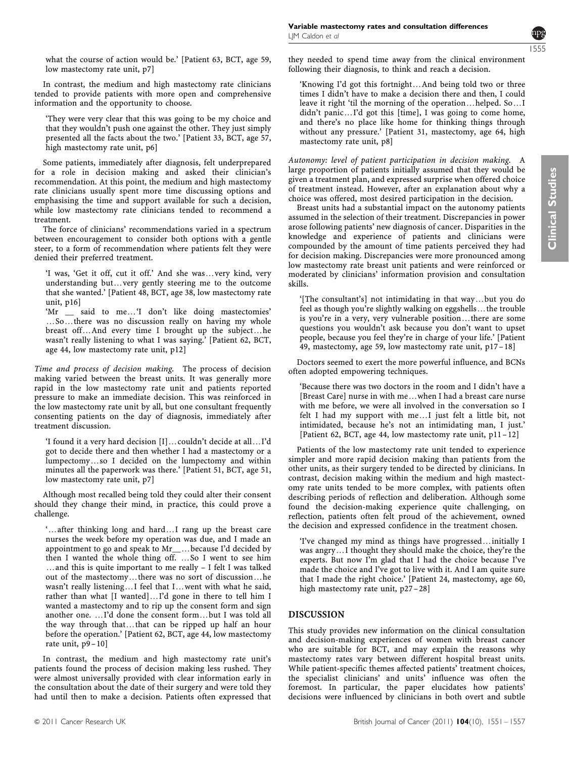what the course of action would be.' [Patient 63, BCT, age 59, low mastectomy rate unit, p7]

In contrast, the medium and high mastectomy rate clinicians tended to provide patients with more open and comprehensive information and the opportunity to choose.

> 'They were very clear that this was going to be my choice and that they wouldn't push one against the other. They just simply presented all the facts about the two.' [Patient 33, BCT, age 57, high mastectomy rate unit, p6]

Some patients, immediately after diagnosis, felt underprepared for a role in decision making and asked their clinician's recommendation. At this point, the medium and high mastectomy rate clinicians usually spent more time discussing options and emphasising the time and support available for such a decision, while low mastectomy rate clinicians tended to recommend a treatment.

The force of clinicians' recommendations varied in a spectrum between encouragement to consider both options with a gentle steer, to a form of recommendation where patients felt they were denied their preferred treatment.

> 'I was, 'Get it off, cut it off.' And she was…very kind, very understanding but…very gently steering me to the outcome that she wanted.' [Patient 48, BCT, age 38, low mastectomy rate unit, p16]
>
> 'Mr __ said to me…'I don't like doing mastectomies' …So…there was no discussion really on having my whole breast off…And every time I brought up the subject…he wasn't really listening to what I was saying.' [Patient 62, BCT, age 44, low mastectomy rate unit, p12]

*Time and process of decision making.* The process of decision making varied between the breast units. It was generally more rapid in the low mastectomy rate unit and patients reported pressure to make an immediate decision. This was reinforced in the low mastectomy rate unit by all, but one consultant frequently consenting patients on the day of diagnosis, immediately after treatment discussion.

> 'I found it a very hard decision [I]…couldn't decide at all…I'd got to decide there and then whether I had a mastectomy or a lumpectomy…so I decided on the lumpectomy and within minutes all the paperwork was there.' [Patient 51, BCT, age 51, low mastectomy rate unit, p7]

Although most recalled being told they could alter their consent should they change their mind, in practice, this could prove a challenge.

> '…after thinking long and hard…I rang up the breast care nurses the week before my operation was due, and I made an appointment to go and speak to Mr__…because I'd decided by then I wanted the whole thing off. …So I went to see him …and this is quite important to me really – I felt I was talked out of the mastectomy…there was no sort of discussion…he wasn't really listening…I feel that I…went with what he said, rather than what [I wanted]…I'd gone in there to tell him I wanted a mastectomy and to rip up the consent form and sign another one. …I'd done the consent form…but I was told all the way through that…that can be ripped up half an hour before the operation.' [Patient 62, BCT, age 44, low mastectomy rate unit, p9–10]

In contrast, the medium and high mastectomy rate unit's patients found the process of decision making less rushed. They were almost universally provided with clear information early in the consultation about the date of their surgery and were told they had until then to make a decision. Patients often expressed that they needed to spend time away from the clinical environment following their diagnosis, to think and reach a decision.

> 'Knowing I'd got this fortnight…And being told two or three times I didn't have to make a decision there and then, I could leave it right 'til the morning of the operation…helped. So…I didn't panic…I'd got this [time], I was going to come home, and there's no place like home for thinking things through without any pressure.' [Patient 31, mastectomy, age 64, high mastectomy rate unit, p8]

*Autonomy: level of patient participation in decision making.* A large proportion of patients initially assumed that they would be given a treatment plan, and expressed surprise when offered choice of treatment instead. However, after an explanation about why a choice was offered, most desired participation in the decision.

Breast units had a substantial impact on the autonomy patients assumed in the selection of their treatment. Discrepancies in power arose following patients' new diagnosis of cancer. Disparities in the knowledge and experience of patients and clinicians were compounded by the amount of time patients perceived they had for decision making. Discrepancies were more pronounced among low mastectomy rate breast unit patients and were reinforced or moderated by clinicians' information provision and consultation skills.

> '[The consultant's] not intimidating in that way…but you do feel as though you're slightly walking on eggshells…the trouble is you're in a very, very vulnerable position…there are some questions you wouldn't ask because you don't want to upset people, because you feel they're in charge of your life.' [Patient 49, mastectomy, age 59, low mastectomy rate unit, p17–18]

Doctors seemed to exert the more powerful influence, and BCNs often adopted empowering techniques.

> 'Because there was two doctors in the room and I didn't have a [Breast Care] nurse in with me…when I had a breast care nurse with me before, we were all involved in the conversation so I felt I had my support with me…I just felt a little bit, not intimidated, because he's not an intimidating man, I just.' [Patient 62, BCT, age 44, low mastectomy rate unit, p11–12]

Patients of the low mastectomy rate unit tended to experience simpler and more rapid decision making than patients from the other units, as their surgery tended to be directed by clinicians. In contrast, decision making within the medium and high mastectomy rate units tended to be more complex, with patients often describing periods of reflection and deliberation. Although some found the decision-making experience quite challenging, on reflection, patients often felt proud of the achievement, owned the decision and expressed confidence in the treatment chosen.

> 'I've changed my mind as things have progressed…initially I was angry…I thought they should make the choice, they're the experts. But now I'm glad that I had the choice because I've made the choice and I've got to live with it. And I am quite sure that I made the right choice.' [Patient 24, mastectomy, age 60, high mastectomy rate unit, p27–28]

## DISCUSSION

This study provides new information on the clinical consultation and decision-making experiences of women with breast cancer who are suitable for BCT, and may explain the reasons why mastectomy rates vary between different hospital breast units. While patient-specific themes affected patients' treatment choices, the specialist clinicians' and units' influence was often the foremost. In particular, the paper elucidates how patients' decisions were influenced by clinicians in both overt and subtle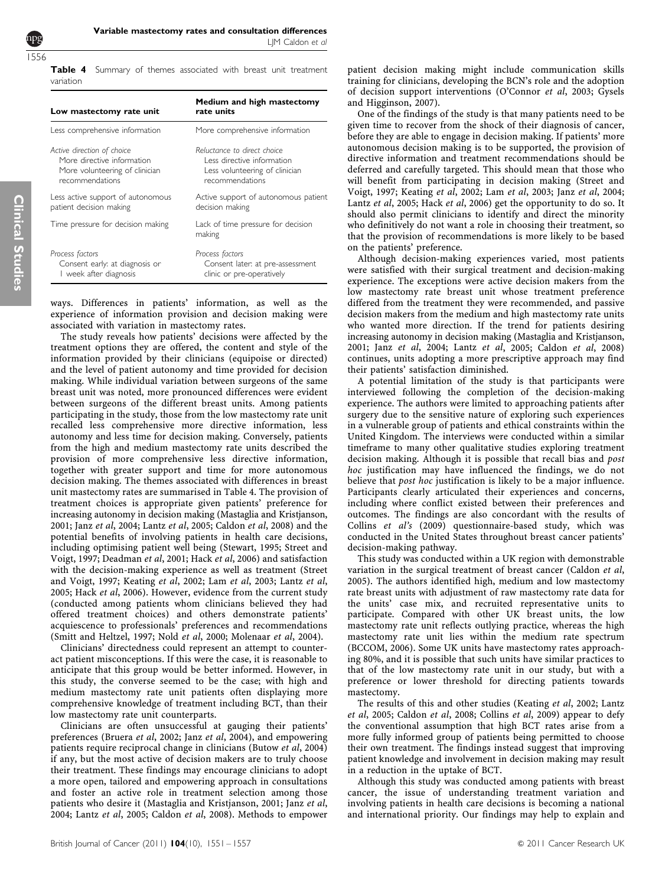**Table 4** Summary of themes associated with breast unit treatment variation

| Low mastectomy rate unit | Medium and high mastectomy rate units |
|---|---|
| Less comprehensive information | More comprehensive information |
| *Active direction of choice*<br>More directive information<br>More volunteering of clinician recommendations | *Reluctance to direct choice*<br>Less directive information<br>Less volunteering of clinician recommendations |
| Less active support of autonomous patient decision making | Active support of autonomous patient decision making |
| Time pressure for decision making | Lack of time pressure for decision making |
| *Process factors*<br>Consent early: at diagnosis or 1 week after diagnosis | *Process factors*<br>Consent later: at pre-assessment clinic or pre-operatively |

ways. Differences in patients' information, as well as the experience of information provision and decision making were associated with variation in mastectomy rates.

The study reveals how patients' decisions were affected by the treatment options they are offered, the content and style of the information provided by their clinicians (equipoise or directed) and the level of patient autonomy and time provided for decision making. While individual variation between surgeons of the same breast unit was noted, more pronounced differences were evident between surgeons of the different breast units. Among patients participating in the study, those from the low mastectomy rate unit recalled less comprehensive more directive information, less autonomy and less time for decision making. Conversely, patients from the high and medium mastectomy rate units described the provision of more comprehensive less directive information, together with greater support and time for more autonomous decision making. The themes associated with differences in breast unit mastectomy rates are summarised in Table 4. The provision of treatment choices is appropriate given patients' preference for increasing autonomy in decision making (Mastaglia and Kristjanson, 2001; Janz *et al*, 2004; Lantz *et al*, 2005; Caldon *et al*, 2008) and the potential benefits of involving patients in health care decisions, including optimising patient well being (Stewart, 1995; Street and Voigt, 1997; Deadman *et al*, 2001; Hack *et al*, 2006) and satisfaction with the decision-making experience as well as treatment (Street and Voigt, 1997; Keating *et al*, 2002; Lam *et al*, 2003; Lantz *et al*, 2005; Hack *et al*, 2006). However, evidence from the current study (conducted among patients whom clinicians believed they had offered treatment choices) and others demonstrate patients' acquiescence to professionals' preferences and recommendations (Smitt and Heltzel, 1997; Nold *et al*, 2000; Molenaar *et al*, 2004).

Clinicians' directedness could represent an attempt to counteract patient misconceptions. If this were the case, it is reasonable to anticipate that this group would be better informed. However, in this study, the converse seemed to be the case; with high and medium mastectomy rate unit patients often displaying more comprehensive knowledge of treatment including BCT, than their low mastectomy rate unit counterparts.

Clinicians are often unsuccessful at gauging their patients' preferences (Bruera *et al*, 2002; Janz *et al*, 2004), and empowering patients require reciprocal change in clinicians (Butow *et al*, 2004) if any, but the most active of decision makers are to truly choose their treatment. These findings may encourage clinicians to adopt a more open, tailored and empowering approach in consultations and foster an active role in treatment selection among those patients who desire it (Mastaglia and Kristjanson, 2001; Janz *et al*, 2004; Lantz *et al*, 2005; Caldon *et al*, 2008). Methods to empower patient decision making might include communication skills training for clinicians, developing the BCN's role and the adoption of decision support interventions (O'Connor *et al*, 2003; Gysels and Higginson, 2007).

One of the findings of the study is that many patients need to be given time to recover from the shock of their diagnosis of cancer, before they are able to engage in decision making. If patients' more autonomous decision making is to be supported, the provision of directive information and treatment recommendations should be deferred and carefully targeted. This should mean that those who will benefit from participating in decision making (Street and Voigt, 1997; Keating *et al*, 2002; Lam *et al*, 2003; Janz *et al*, 2004; Lantz *et al*, 2005; Hack *et al*, 2006) get the opportunity to do so. It should also permit clinicians to identify and direct the minority who definitively do not want a role in choosing their treatment, so that the provision of recommendations is more likely to be based on the patients' preference.

Although decision-making experiences varied, most patients were satisfied with their surgical treatment and decision-making experience. The exceptions were active decision makers from the low mastectomy rate breast unit whose treatment preference differed from the treatment they were recommended, and passive decision makers from the medium and high mastectomy rate units who wanted more direction. If the trend for patients desiring increasing autonomy in decision making (Mastaglia and Kristjanson, 2001; Janz *et al*, 2004; Lantz *et al*, 2005; Caldon *et al*, 2008) continues, units adopting a more prescriptive approach may find their patients' satisfaction diminished.

A potential limitation of the study is that participants were interviewed following the completion of the decision-making experience. The authors were limited to approaching patients after surgery due to the sensitive nature of exploring such experiences in a vulnerable group of patients and ethical constraints within the United Kingdom. The interviews were conducted within a similar timeframe to many other qualitative studies exploring treatment decision making. Although it is possible that recall bias and *post hoc* justification may have influenced the findings, we do not believe that *post hoc* justification is likely to be a major influence. Participants clearly articulated their experiences and concerns, including where conflict existed between their preferences and outcomes. The findings are also concordant with the results of Collins *et al's* (2009) questionnaire-based study, which was conducted in the United States throughout breast cancer patients' decision-making pathway.

This study was conducted within a UK region with demonstrable variation in the surgical treatment of breast cancer (Caldon *et al*, 2005). The authors identified high, medium and low mastectomy rate breast units with adjustment of raw mastectomy rate data for the units' case mix, and recruited representative units to participate. Compared with other UK breast units, the low mastectomy rate unit reflects outlying practice, whereas the high mastectomy rate unit lies within the medium rate spectrum (BCCOM, 2006). Some UK units have mastectomy rates approaching 80%, and it is possible that such units have similar practices to that of the low mastectomy rate unit in our study, but with a preference or lower threshold for directing patients towards mastectomy.

The results of this and other studies (Keating *et al*, 2002; Lantz *et al*, 2005; Caldon *et al*, 2008; Collins *et al*, 2009) appear to defy the conventional assumption that high BCT rates arise from a more fully informed group of patients being permitted to choose their own treatment. The findings instead suggest that improving patient knowledge and involvement in decision making may result in a reduction in the uptake of BCT.

Although this study was conducted among patients with breast cancer, the issue of understanding treatment variation and involving patients in health care decisions is becoming a national and international priority. Our findings may help to explain and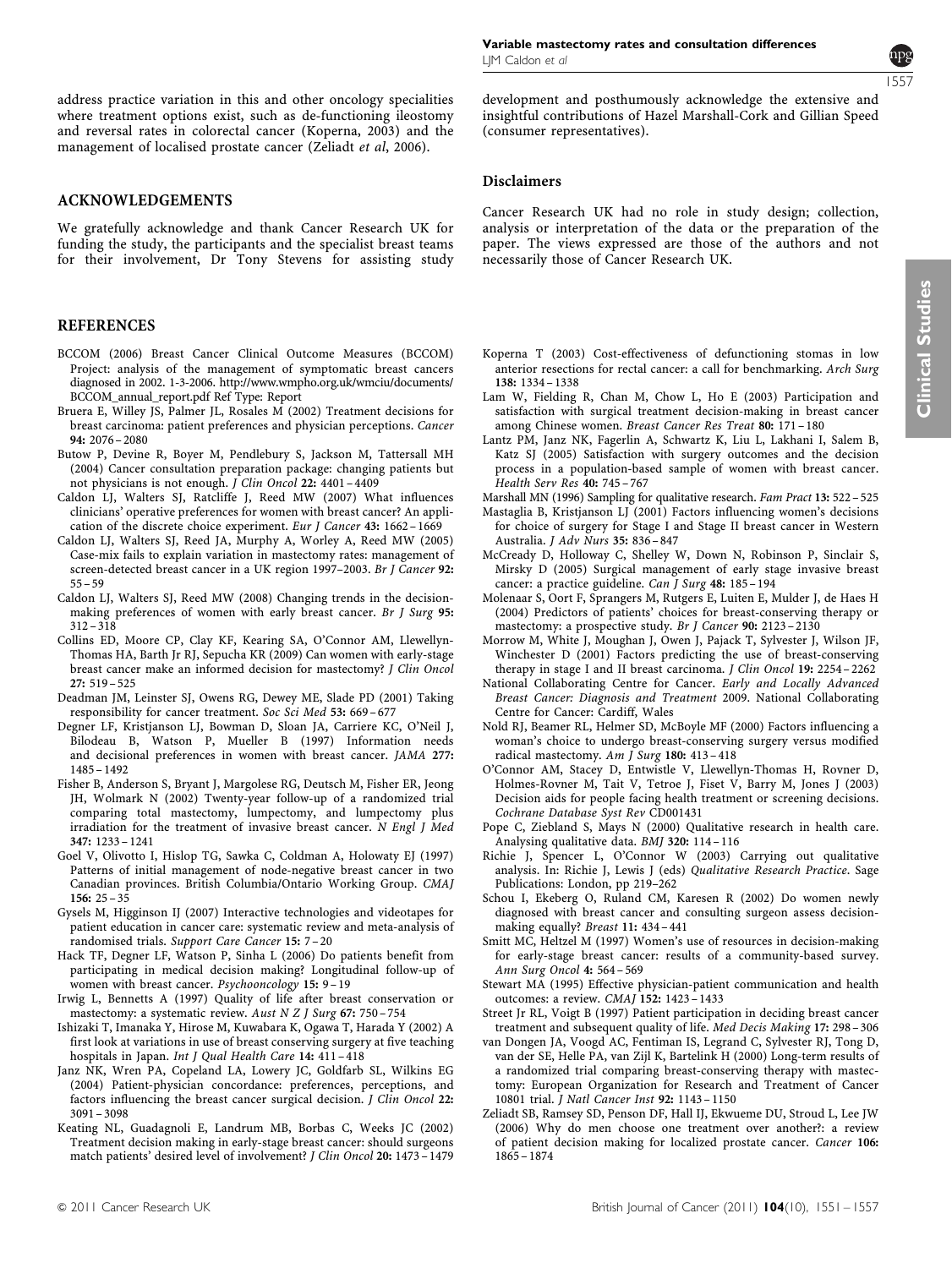address practice variation in this and other oncology specialities where treatment options exist, such as de-functioning ileostomy and reversal rates in colorectal cancer (Koperna, 2003) and the management of localised prostate cancer (Zeliadt *et al*, 2006).

## ACKNOWLEDGEMENTS

We gratefully acknowledge and thank Cancer Research UK for funding the study, the participants and the specialist breast teams for their involvement, Dr Tony Stevens for assisting study development and posthumously acknowledge the extensive and insightful contributions of Hazel Marshall-Cork and Gillian Speed (consumer representatives).

### Disclaimers

Cancer Research UK had no role in study design; collection, analysis or interpretation of the data or the preparation of the paper. The views expressed are those of the authors and not necessarily those of Cancer Research UK.

## REFERENCES

BCCOM (2006) Breast Cancer Clinical Outcome Measures (BCCOM) Project: analysis of the management of symptomatic breast cancers diagnosed in 2002. 1-3-2006. http://www.wmpho.org.uk/wmciu/documents/BCCOM_annual_report.pdf Ref Type: Report

Bruera E, Willey JS, Palmer JL, Rosales M (2002) Treatment decisions for breast carcinoma: patient preferences and physician perceptions. *Cancer* **94:** 2076–2080

Butow P, Devine R, Boyer M, Pendlebury S, Jackson M, Tattersall MH (2004) Cancer consultation preparation package: changing patients but not physicians is not enough. *J Clin Oncol* **22:** 4401–4409

Caldon LJ, Walters SJ, Ratcliffe J, Reed MW (2007) What influences clinicians' operative preferences for women with breast cancer? An application of the discrete choice experiment. *Eur J Cancer* **43:** 1662–1669

Caldon LJ, Walters SJ, Reed JA, Murphy A, Worley A, Reed MW (2005) Case-mix fails to explain variation in mastectomy rates: management of screen-detected breast cancer in a UK region 1997–2003. *Br J Cancer* **92:** 55–59

Caldon LJ, Walters SJ, Reed MW (2008) Changing trends in the decision-making preferences of women with early breast cancer. *Br J Surg* **95:** 312–318

Collins ED, Moore CP, Clay KF, Kearing SA, O'Connor AM, Llewellyn-Thomas HA, Barth Jr RJ, Sepucha KR (2009) Can women with early-stage breast cancer make an informed decision for mastectomy? *J Clin Oncol* **27:** 519–525

Deadman JM, Leinster SJ, Owens RG, Dewey ME, Slade PD (2001) Taking responsibility for cancer treatment. *Soc Sci Med* **53:** 669–677

Degner LF, Kristjanson LJ, Bowman D, Sloan JA, Carriere KC, O'Neil J, Bilodeau B, Watson P, Mueller B (1997) Information needs and decisional preferences in women with breast cancer. *JAMA* **277:** 1485–1492

Fisher B, Anderson S, Bryant J, Margolese RG, Deutsch M, Fisher ER, Jeong JH, Wolmark N (2002) Twenty-year follow-up of a randomized trial comparing total mastectomy, lumpectomy, and lumpectomy plus irradiation for the treatment of invasive breast cancer. *N Engl J Med* **347:** 1233–1241

Goel V, Olivotto I, Hislop TG, Sawka C, Coldman A, Holowaty EJ (1997) Patterns of initial management of node-negative breast cancer in two Canadian provinces. British Columbia/Ontario Working Group. *CMAJ* **156:** 25–35

Gysels M, Higginson IJ (2007) Interactive technologies and videotapes for patient education in cancer care: systematic review and meta-analysis of randomised trials. *Support Care Cancer* **15:** 7–20

Hack TF, Degner LF, Watson P, Sinha L (2006) Do patients benefit from participating in medical decision making? Longitudinal follow-up of women with breast cancer. *Psychooncology* **15:** 9–19

Irwig L, Bennetts A (1997) Quality of life after breast conservation or mastectomy: a systematic review. *Aust N Z J Surg* **67:** 750–754

Ishizaki T, Imanaka Y, Hirose M, Kuwabara K, Ogawa T, Harada Y (2002) A first look at variations in use of breast conserving surgery at five teaching hospitals in Japan. *Int J Qual Health Care* **14:** 411–418

Janz NK, Wren PA, Copeland LA, Lowery JC, Goldfarb SL, Wilkins EG (2004) Patient-physician concordance: preferences, perceptions, and factors influencing the breast cancer surgical decision. *J Clin Oncol* **22:** 3091–3098

Keating NL, Guadagnoli E, Landrum MB, Borbas C, Weeks JC (2002) Treatment decision making in early-stage breast cancer: should surgeons match patients' desired level of involvement? *J Clin Oncol* **20:** 1473–1479

Koperna T (2003) Cost-effectiveness of defunctioning stomas in low anterior resections for rectal cancer: a call for benchmarking. *Arch Surg* **138:** 1334–1338

Lam W, Fielding R, Chan M, Chow L, Ho E (2003) Participation and satisfaction with surgical treatment decision-making in breast cancer among Chinese women. *Breast Cancer Res Treat* **80:** 171–180

Lantz PM, Janz NK, Fagerlin A, Schwartz K, Liu L, Lakhani I, Salem B, Katz SJ (2005) Satisfaction with surgery outcomes and the decision process in a population-based sample of women with breast cancer. *Health Serv Res* **40:** 745–767

Marshall MN (1996) Sampling for qualitative research. *Fam Pract* **13:** 522–525

Mastaglia B, Kristjanson LJ (2001) Factors influencing women's decisions for choice of surgery for Stage I and Stage II breast cancer in Western Australia. *J Adv Nurs* **35:** 836–847

McCready D, Holloway C, Shelley W, Down N, Robinson P, Sinclair S, Mirsky D (2005) Surgical management of early stage invasive breast cancer: a practice guideline. *Can J Surg* **48:** 185–194

Molenaar S, Oort F, Sprangers M, Rutgers E, Luiten E, Mulder J, de Haes H (2004) Predictors of patients' choices for breast-conserving therapy or mastectomy: a prospective study. *Br J Cancer* **90:** 2123–2130

Morrow M, White J, Moughan J, Owen J, Pajack T, Sylvester J, Wilson JF, Winchester D (2001) Factors predicting the use of breast-conserving therapy in stage I and II breast carcinoma. *J Clin Oncol* **19:** 2254–2262

National Collaborating Centre for Cancer. *Early and Locally Advanced Breast Cancer: Diagnosis and Treatment* 2009. National Collaborating Centre for Cancer: Cardiff, Wales

Nold RJ, Beamer RL, Helmer SD, McBoyle MF (2000) Factors influencing a woman's choice to undergo breast-conserving surgery versus modified radical mastectomy. *Am J Surg* **180:** 413–418

O'Connor AM, Stacey D, Entwistle V, Llewellyn-Thomas H, Rovner D, Holmes-Rovner M, Tait V, Tetroe J, Fiset V, Barry M, Jones J (2003) Decision aids for people facing health treatment or screening decisions. *Cochrane Database Syst Rev* CD001431

Pope C, Ziebland S, Mays N (2000) Qualitative research in health care. Analysing qualitative data. *BMJ* **320:** 114–116

Richie J, Spencer L, O'Connor W (2003) Carrying out qualitative analysis. In: Richie J, Lewis J (eds) *Qualitative Research Practice*. Sage Publications: London, pp 219–262

Schou I, Ekeberg O, Ruland CM, Karesen R (2002) Do women newly diagnosed with breast cancer and consulting surgeon assess decision-making equally? *Breast* **11:** 434–441

Smitt MC, Heltzel M (1997) Women's use of resources in decision-making for early-stage breast cancer: results of a community-based survey. *Ann Surg Oncol* **4:** 564–569

Stewart MA (1995) Effective physician-patient communication and health outcomes: a review. *CMAJ* **152:** 1423–1433

Street Jr RL, Voigt B (1997) Patient participation in deciding breast cancer treatment and subsequent quality of life. *Med Decis Making* **17:** 298–306

van Dongen JA, Voogd AC, Fentiman IS, Legrand C, Sylvester RJ, Tong D, van der SE, Helle PA, van Zijl K, Bartelink H (2000) Long-term results of a randomized trial comparing breast-conserving therapy with mastectomy: European Organization for Research and Treatment of Cancer 10801 trial. *J Natl Cancer Inst* **92:** 1143–1150

Zeliadt SB, Ramsey SD, Penson DF, Hall IJ, Ekwueme DU, Stroud L, Lee JW (2006) Why do men choose one treatment over another?: a review of patient decision making for localized prostate cancer. *Cancer* **106:** 1865–1874